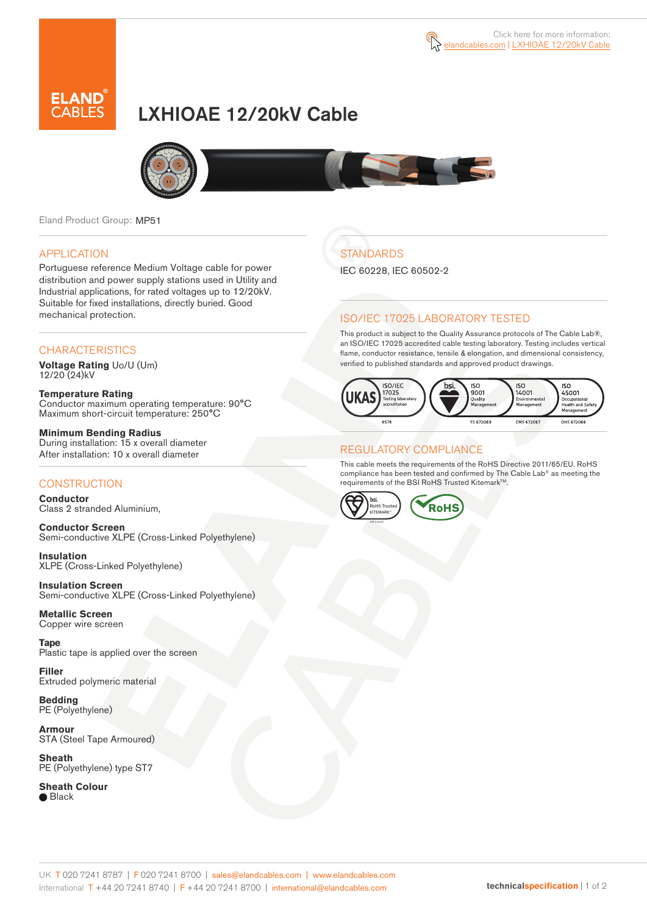Click here for more information: elandcables.com | LXHIOAE 12/20kV Cable

# LXHIOAE 12/20kV Cable

Eland Product Group: MP51

## APPLICATION

Portuguese reference Medium Voltage cable for power distribution and power supply stations used in Utility and Industrial applications, for rated voltages up to 12/20kV. Suitable for fixed installations, directly buried. Good mechanical protection.

## CHARACTERISTICS

**Voltage Rating** Uo/U (Um)
12/20 (24)kV

**Temperature Rating**
Conductor maximum operating temperature: 90°C
Maximum short-circuit temperature: 250°C

**Minimum Bending Radius**
During installation: 15 x overall diameter
After installation: 10 x overall diameter

## CONSTRUCTION

**Conductor**
Class 2 stranded Aluminium,

**Conductor Screen**
Semi-conductive XLPE (Cross-Linked Polyethylene)

**Insulation**
XLPE (Cross-Linked Polyethylene)

**Insulation Screen**
Semi-conductive XLPE (Cross-Linked Polyethylene)

**Metallic Screen**
Copper wire screen

**Tape**
Plastic tape is applied over the screen

**Filler**
Extruded polymeric material

**Bedding**
PE (Polyethylene)

**Armour**
STA (Steel Tape Armoured)

**Sheath**
PE (Polyethylene) type ST7

**Sheath Colour**
● Black

## STANDARDS

IEC 60228, IEC 60502-2

## ISO/IEC 17025 LABORATORY TESTED

This product is subject to the Quality Assurance protocols of The Cable Lab®, an ISO/IEC 17025 accredited cable testing laboratory. Testing includes vertical flame, conductor resistance, tensile & elongation, and dimensional consistency, verified to published standards and approved product drawings.

UKAS ISO/IEC 17025 Testing laboratory accreditation 8578 | bsi. ISO 9001 Quality Management FS 672069 | ISO 14001 Environmental Management EMS 672067 | ISO 45001 Occupational Health and Safety Management OHS 672066

## REGULATORY COMPLIANCE

This cable meets the requirements of the RoHS Directive 2011/65/EU. RoHS compliance has been tested and confirmed by The Cable Lab® as meeting the requirements of the BSI RoHS Trusted Kitemark™.

bsi. RoHS Trusted KITEMARK™ | RoHS

UK T 020 7241 8787 | F 020 7241 8700 | sales@elandcables.com | www.elandcables.com
International T +44 20 7241 8740 | F +44 20 7241 8700 | international@elandcables.com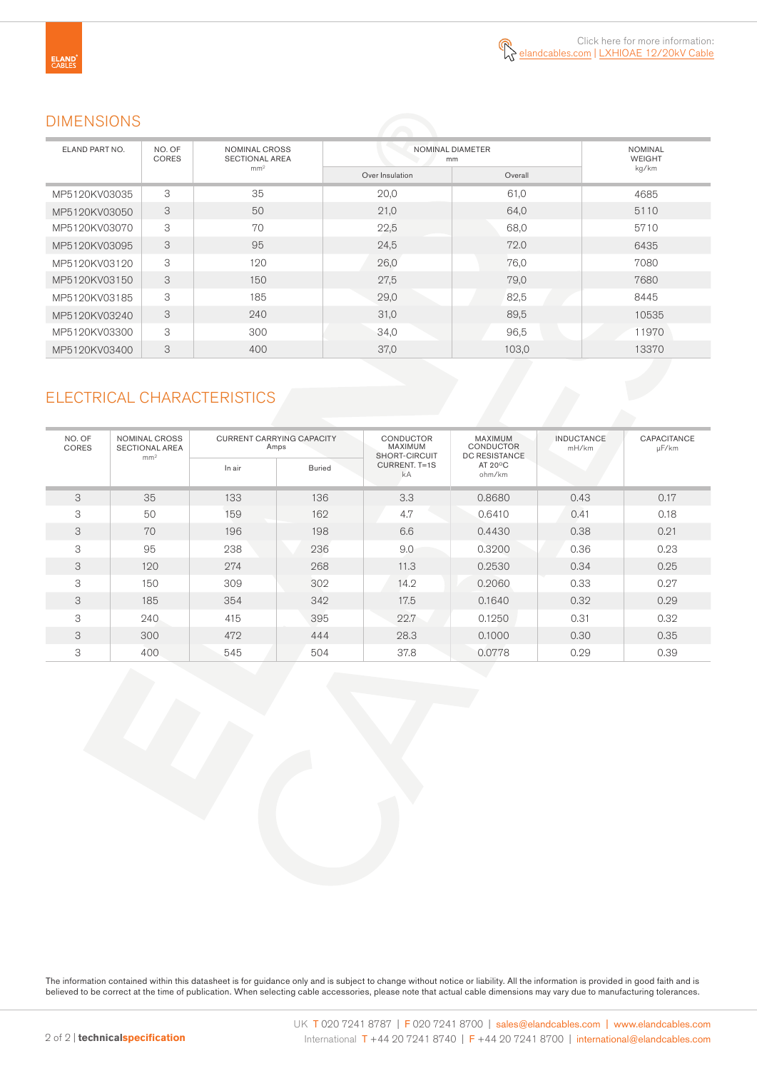Click here for more information: elandcables.com | LXHIOAE 12/20kV Cable

## DIMENSIONS

| ELAND PART NO. | NO. OF CORES | NOMINAL CROSS SECTIONAL AREA mm² | NOMINAL DIAMETER mm | | NOMINAL WEIGHT kg/km |
|---|---|---|---|---|---|
| | | | Over Insulation | Overall | |
| MP5120KV03035 | 3 | 35 | 20,0 | 61,0 | 4685 |
| MP5120KV03050 | 3 | 50 | 21,0 | 64,0 | 5110 |
| MP5120KV03070 | 3 | 70 | 22,5 | 68,0 | 5710 |
| MP5120KV03095 | 3 | 95 | 24,5 | 72.0 | 6435 |
| MP5120KV03120 | 3 | 120 | 26,0 | 76,0 | 7080 |
| MP5120KV03150 | 3 | 150 | 27,5 | 79,0 | 7680 |
| MP5120KV03185 | 3 | 185 | 29,0 | 82,5 | 8445 |
| MP5120KV03240 | 3 | 240 | 31,0 | 89,5 | 10535 |
| MP5120KV03300 | 3 | 300 | 34,0 | 96,5 | 11970 |
| MP5120KV03400 | 3 | 400 | 37,0 | 103,0 | 13370 |

## ELECTRICAL CHARACTERISTICS

| NO. OF CORES | NOMINAL CROSS SECTIONAL AREA mm² | CURRENT CARRYING CAPACITY Amps | | CONDUCTOR MAXIMUM SHORT-CIRCUIT CURRENT. T=1S kA | MAXIMUM CONDUCTOR DC RESISTANCE AT 20ºC ohm/km | INDUCTANCE mH/km | CAPACITANCE µF/km |
|---|---|---|---|---|---|---|---|
| | | In air | Buried | | | | |
| 3 | 35 | 133 | 136 | 3.3 | 0.8680 | 0.43 | 0.17 |
| 3 | 50 | 159 | 162 | 4.7 | 0.6410 | 0.41 | 0.18 |
| 3 | 70 | 196 | 198 | 6.6 | 0.4430 | 0.38 | 0.21 |
| 3 | 95 | 238 | 236 | 9.0 | 0.3200 | 0.36 | 0.23 |
| 3 | 120 | 274 | 268 | 11.3 | 0.2530 | 0.34 | 0.25 |
| 3 | 150 | 309 | 302 | 14.2 | 0.2060 | 0.33 | 0.27 |
| 3 | 185 | 354 | 342 | 17.5 | 0.1640 | 0.32 | 0.29 |
| 3 | 240 | 415 | 395 | 22.7 | 0.1250 | 0.31 | 0.32 |
| 3 | 300 | 472 | 444 | 28.3 | 0.1000 | 0.30 | 0.35 |
| 3 | 400 | 545 | 504 | 37.8 | 0.0778 | 0.29 | 0.39 |

The information contained within this datasheet is for guidance only and is subject to change without notice or liability. All the information is provided in good faith and is believed to be correct at the time of publication. When selecting cable accessories, please note that actual cable dimensions may vary due to manufacturing tolerances.

UK T 020 7241 8787 | F 020 7241 8700 | sales@elandcables.com | www.elandcables.com
International T +44 20 7241 8740 | F +44 20 7241 8700 | international@elandcables.com